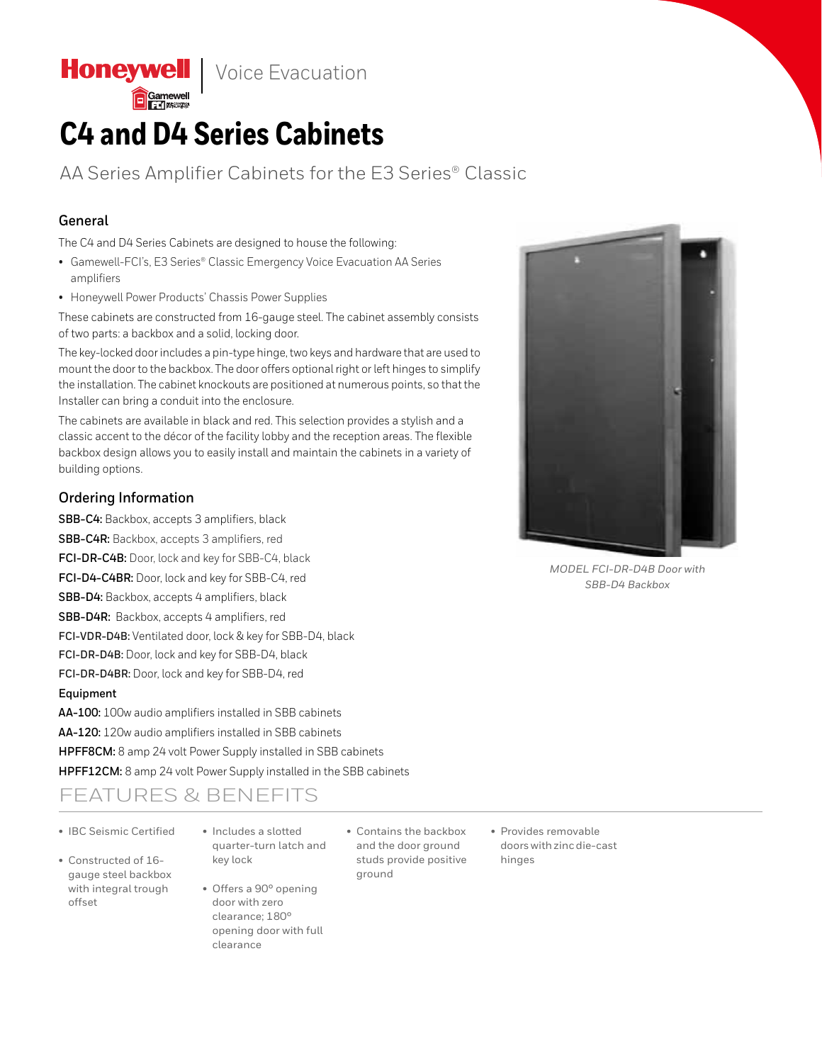Honeywell | Voice Evacuation

# C4 and D4 Series Cabinets

AA Series Amplifier Cabinets for the E3 Series® Classic

## General

The C4 and D4 Series Cabinets are designed to house the following:

- Gamewell-FCI's, E3 Series® Classic Emergency Voice Evacuation AA Series amplifiers
- Honeywell Power Products' Chassis Power Supplies

These cabinets are constructed from 16-gauge steel. The cabinet assembly consists of two parts: a backbox and a solid, locking door.

The key-locked door includes a pin-type hinge, two keys and hardware that are used to mount the door to the backbox. The door offers optional right or left hinges to simplify the installation. The cabinet knockouts are positioned at numerous points, so that the Installer can bring a conduit into the enclosure.

The cabinets are available in black and red. This selection provides a stylish and a classic accent to the décor of the facility lobby and the reception areas. The flexible backbox design allows you to easily install and maintain the cabinets in a variety of building options.

*MODEL FCI-DR-D4B Door with SBB-D4 Backbox*

## Ordering Information

**SBB-C4:** Backbox, accepts 3 amplifiers, black

**SBB-C4R:** Backbox, accepts 3 amplifiers, red

**FCI-DR-C4B:** Door, lock and key for SBB-C4, black

**FCI-D4-C4BR:** Door, lock and key for SBB-C4, red

**SBB-D4:** Backbox, accepts 4 amplifiers, black

**SBB-D4R:** Backbox, accepts 4 amplifiers, red

**FCI-VDR-D4B:** Ventilated door, lock & key for SBB-D4, black

**FCI-DR-D4B:** Door, lock and key for SBB-D4, black

**FCI-DR-D4BR:** Door, lock and key for SBB-D4, red

**Equipment**

**AA-100:** 100w audio amplifiers installed in SBB cabinets

**AA-120:** 120w audio amplifiers installed in SBB cabinets

**HPFF8CM:** 8 amp 24 volt Power Supply installed in SBB cabinets

**HPFF12CM:** 8 amp 24 volt Power Supply installed in the SBB cabinets

## FEATURES & BENEFITS

- IBC Seismic Certified
- Constructed of 16-gauge steel backbox with integral trough offset
- Includes a slotted quarter-turn latch and key lock
- Offers a 90° opening door with zero clearance; 180° opening door with full clearance
- Contains the backbox and the door ground studs provide positive ground
- Provides removable doors with zinc die-cast hinges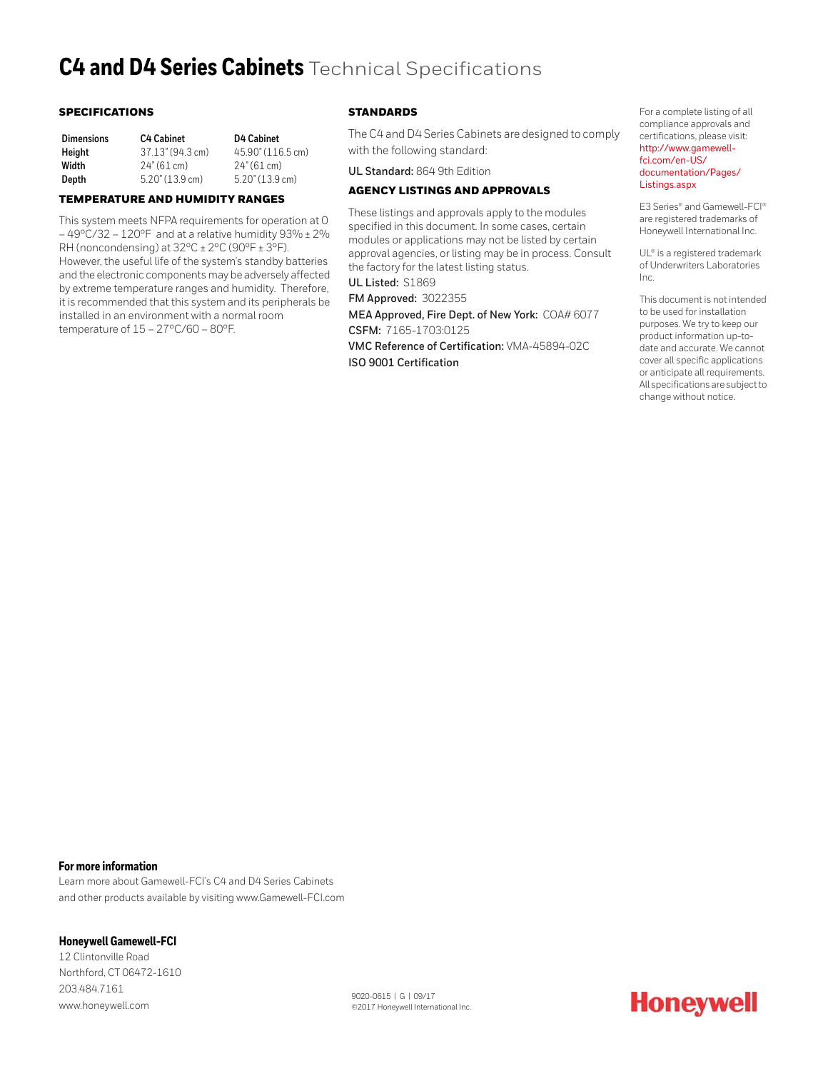# C4 and D4 Series Cabinets Technical Specifications

## SPECIFICATIONS

| Dimensions | C4 Cabinet | D4 Cabinet |
|---|---|---|
| Height | 37.13" (94.3 cm) | 45.90" (116.5 cm) |
| Width | 24" (61 cm) | 24" (61 cm) |
| Depth | 5.20" (13.9 cm) | 5.20" (13.9 cm) |

## TEMPERATURE AND HUMIDITY RANGES

This system meets NFPA requirements for operation at 0 – 49ºC/32 – 120ºF and at a relative humidity 93% ± 2% RH (noncondensing) at 32ºC ± 2ºC (90ºF ± 3ºF). However, the useful life of the system's standby batteries and the electronic components may be adversely affected by extreme temperature ranges and humidity. Therefore, it is recommended that this system and its peripherals be installed in an environment with a normal room temperature of 15 – 27ºC/60 – 80ºF.

## STANDARDS

The C4 and D4 Series Cabinets are designed to comply with the following standard:

**UL Standard:** 864 9th Edition

## AGENCY LISTINGS AND APPROVALS

These listings and approvals apply to the modules specified in this document. In some cases, certain modules or applications may not be listed by certain approval agencies, or listing may be in process. Consult the factory for the latest listing status.

**UL Listed:** S1869

**FM Approved:** 3022355

**MEA Approved, Fire Dept. of New York:** COA# 6077

**CSFM:** 7165-1703:0125

**VMC Reference of Certification:** VMA-45894-02C

**ISO 9001 Certification**

For a complete listing of all compliance approvals and certifications, please visit: http://www.gamewell-fci.com/en-US/documentation/Pages/Listings.aspx

E3 Series® and Gamewell-FCI® are registered trademarks of Honeywell International Inc.

UL® is a registered trademark of Underwriters Laboratories Inc.

This document is not intended to be used for installation purposes. We try to keep our product information up-to-date and accurate. We cannot cover all specific applications or anticipate all requirements. All specifications are subject to change without notice.

### For more information

Learn more about Gamewell-FCI's C4 and D4 Series Cabinets and other products available by visiting www.Gamewell-FCI.com

### Honeywell Gamewell-FCI

12 Clintonville Road
Northford, CT 06472-1610
203.484.7161
www.honeywell.com

9020-0615 | G | 09/17
©2017 Honeywell International Inc.

Honeywell